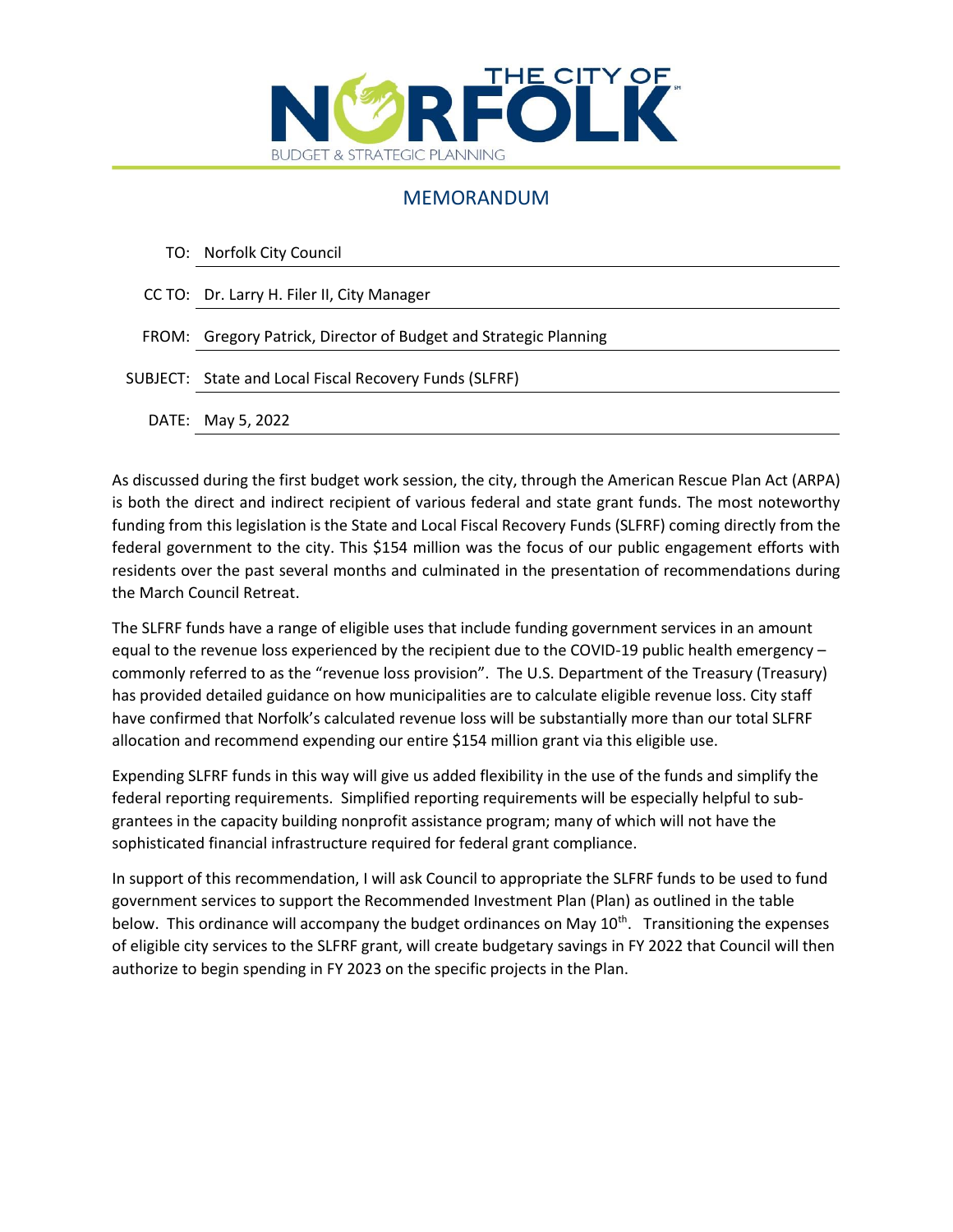THE CITY OF NORFOLK

BUDGET & STRATEGIC PLANNING

# MEMORANDUM

| | |
|---|---|
| TO: | Norfolk City Council |
| CC TO: | Dr. Larry H. Filer II, City Manager |
| FROM: | Gregory Patrick, Director of Budget and Strategic Planning |
| SUBJECT: | State and Local Fiscal Recovery Funds (SLFRF) |
| DATE: | May 5, 2022 |

As discussed during the first budget work session, the city, through the American Rescue Plan Act (ARPA) is both the direct and indirect recipient of various federal and state grant funds. The most noteworthy funding from this legislation is the State and Local Fiscal Recovery Funds (SLFRF) coming directly from the federal government to the city. This $154 million was the focus of our public engagement efforts with residents over the past several months and culminated in the presentation of recommendations during the March Council Retreat.

The SLFRF funds have a range of eligible uses that include funding government services in an amount equal to the revenue loss experienced by the recipient due to the COVID-19 public health emergency – commonly referred to as the "revenue loss provision". The U.S. Department of the Treasury (Treasury) has provided detailed guidance on how municipalities are to calculate eligible revenue loss. City staff have confirmed that Norfolk's calculated revenue loss will be substantially more than our total SLFRF allocation and recommend expending our entire $154 million grant via this eligible use.

Expending SLFRF funds in this way will give us added flexibility in the use of the funds and simplify the federal reporting requirements. Simplified reporting requirements will be especially helpful to sub-grantees in the capacity building nonprofit assistance program; many of which will not have the sophisticated financial infrastructure required for federal grant compliance.

In support of this recommendation, I will ask Council to appropriate the SLFRF funds to be used to fund government services to support the Recommended Investment Plan (Plan) as outlined in the table below. This ordinance will accompany the budget ordinances on May 10th. Transitioning the expenses of eligible city services to the SLFRF grant, will create budgetary savings in FY 2022 that Council will then authorize to begin spending in FY 2023 on the specific projects in the Plan.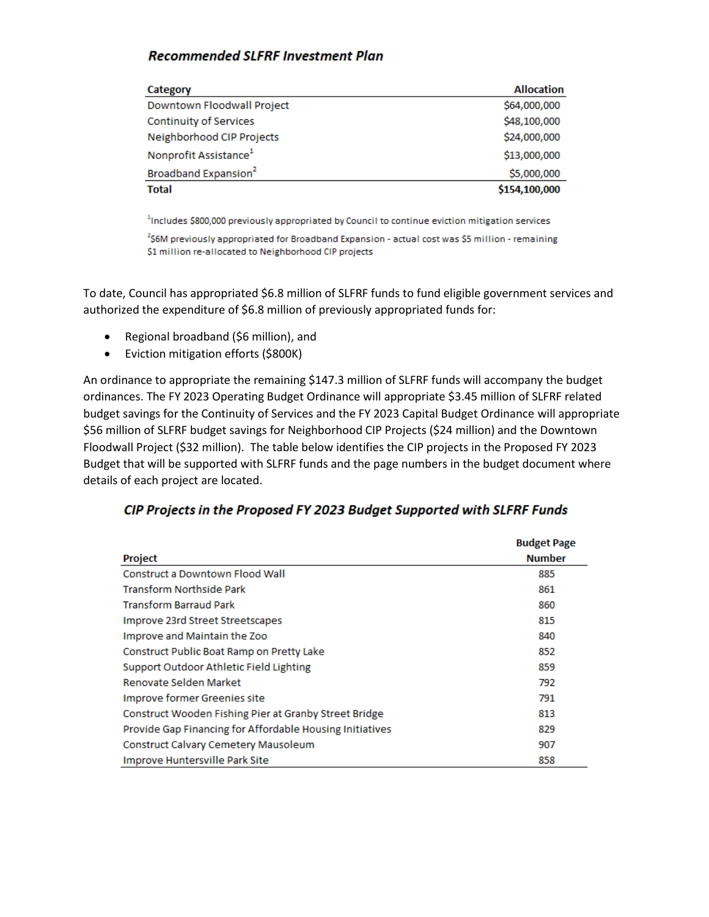### *Recommended SLFRF Investment Plan*

| Category | Allocation |
|---|---|
| Downtown Floodwall Project | $64,000,000 |
| Continuity of Services | $48,100,000 |
| Neighborhood CIP Projects | $24,000,000 |
| Nonprofit Assistance[1] | $13,000,000 |
| Broadband Expansion[2] | $5,000,000 |
| **Total** | **$154,100,000** |

[1]Includes $800,000 previously appropriated by Council to continue eviction mitigation services

[2]$6M previously appropriated for Broadband Expansion - actual cost was $5 million - remaining $1 million re-allocated to Neighborhood CIP projects

To date, Council has appropriated $6.8 million of SLFRF funds to fund eligible government services and authorized the expenditure of $6.8 million of previously appropriated funds for:

- Regional broadband ($6 million), and
- Eviction mitigation efforts ($800K)

An ordinance to appropriate the remaining $147.3 million of SLFRF funds will accompany the budget ordinances. The FY 2023 Operating Budget Ordinance will appropriate $3.45 million of SLFRF related budget savings for the Continuity of Services and the FY 2023 Capital Budget Ordinance will appropriate $56 million of SLFRF budget savings for Neighborhood CIP Projects ($24 million) and the Downtown Floodwall Project ($32 million). The table below identifies the CIP projects in the Proposed FY 2023 Budget that will be supported with SLFRF funds and the page numbers in the budget document where details of each project are located.

### *CIP Projects in the Proposed FY 2023 Budget Supported with SLFRF Funds*

| Project | Budget Page Number |
|---|---|
| Construct a Downtown Flood Wall | 885 |
| Transform Northside Park | 861 |
| Transform Barraud Park | 860 |
| Improve 23rd Street Streetscapes | 815 |
| Improve and Maintain the Zoo | 840 |
| Construct Public Boat Ramp on Pretty Lake | 852 |
| Support Outdoor Athletic Field Lighting | 859 |
| Renovate Selden Market | 792 |
| Improve former Greenies site | 791 |
| Construct Wooden Fishing Pier at Granby Street Bridge | 813 |
| Provide Gap Financing for Affordable Housing Initiatives | 829 |
| Construct Calvary Cemetery Mausoleum | 907 |
| Improve Huntersville Park Site | 858 |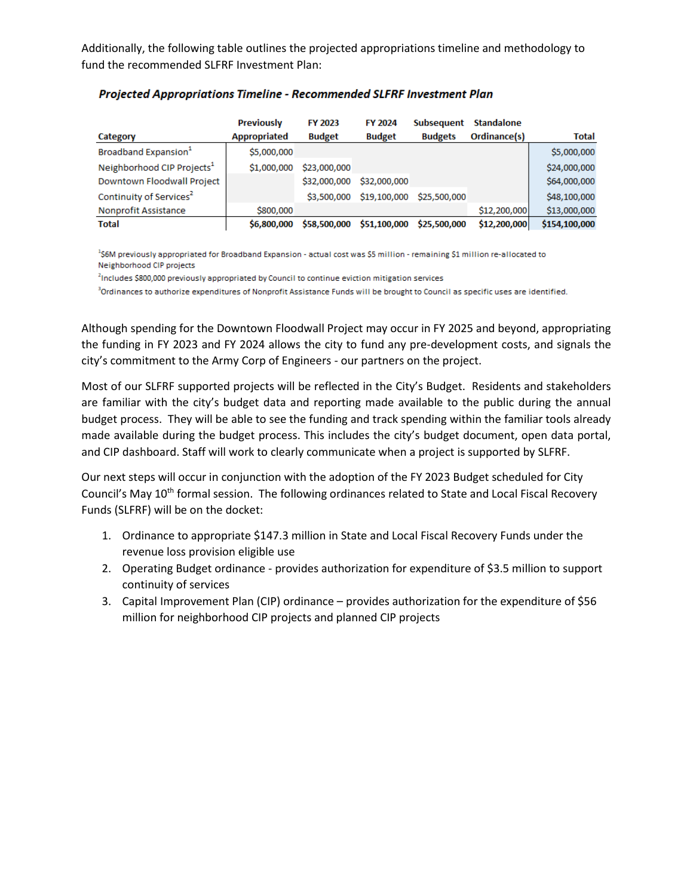Additionally, the following table outlines the projected appropriations timeline and methodology to fund the recommended SLFRF Investment Plan:

***Projected Appropriations Timeline - Recommended SLFRF Investment Plan***

| Category | Previously Appropriated | FY 2023 Budget | FY 2024 Budget | Subsequent Budgets | Standalone Ordinance(s) | Total |
|---|---|---|---|---|---|---|
| Broadband Expansion[1] | $5,000,000 | | | | | $5,000,000 |
| Neighborhood CIP Projects[1] | $1,000,000 | $23,000,000 | | | | $24,000,000 |
| Downtown Floodwall Project | | $32,000,000 | $32,000,000 | | | $64,000,000 |
| Continuity of Services[2] | | $3,500,000 | $19,100,000 | $25,500,000 | | $48,100,000 |
| Nonprofit Assistance | $800,000 | | | | $12,200,000 | $13,000,000 |
| **Total** | **$6,800,000** | **$58,500,000** | **$51,100,000** | **$25,500,000** | **$12,200,000** | **$154,100,000** |

[1]$6M previously appropriated for Broadband Expansion - actual cost was $5 million - remaining $1 million re-allocated to Neighborhood CIP projects

[2]Includes $800,000 previously appropriated by Council to continue eviction mitigation services

[3]Ordinances to authorize expenditures of Nonprofit Assistance Funds will be brought to Council as specific uses are identified.

Although spending for the Downtown Floodwall Project may occur in FY 2025 and beyond, appropriating the funding in FY 2023 and FY 2024 allows the city to fund any pre-development costs, and signals the city's commitment to the Army Corp of Engineers - our partners on the project.

Most of our SLFRF supported projects will be reflected in the City's Budget. Residents and stakeholders are familiar with the city's budget data and reporting made available to the public during the annual budget process. They will be able to see the funding and track spending within the familiar tools already made available during the budget process. This includes the city's budget document, open data portal, and CIP dashboard. Staff will work to clearly communicate when a project is supported by SLFRF.

Our next steps will occur in conjunction with the adoption of the FY 2023 Budget scheduled for City Council's May 10th formal session. The following ordinances related to State and Local Fiscal Recovery Funds (SLFRF) will be on the docket:

1. Ordinance to appropriate $147.3 million in State and Local Fiscal Recovery Funds under the revenue loss provision eligible use
2. Operating Budget ordinance - provides authorization for expenditure of $3.5 million to support continuity of services
3. Capital Improvement Plan (CIP) ordinance – provides authorization for the expenditure of $56 million for neighborhood CIP projects and planned CIP projects